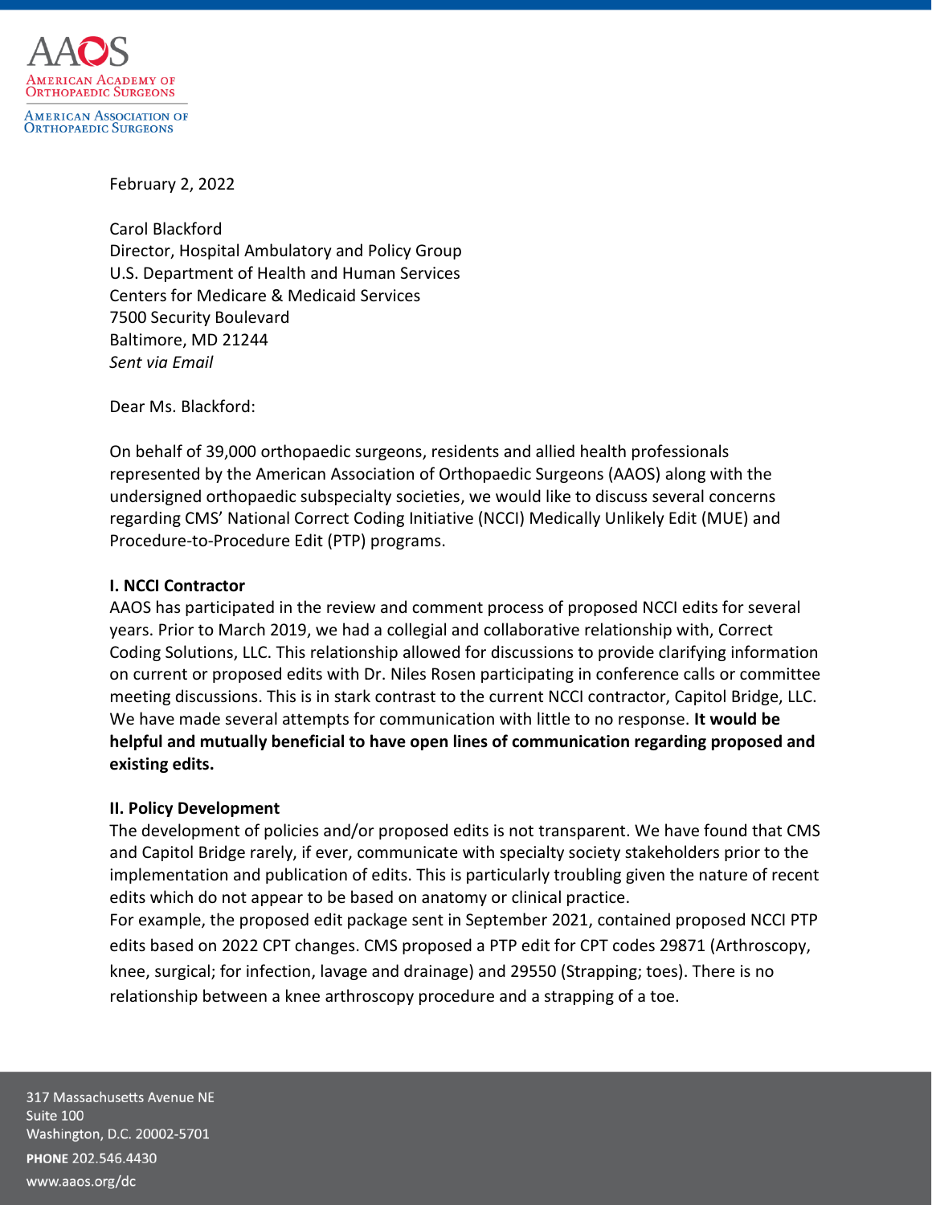AMERICAN ACADEMY OF ORTHOPAEDIC SURGEONS

AMERICAN ASSOCIATION OF ORTHOPAEDIC SURGEONS

February 2, 2022

Carol Blackford
Director, Hospital Ambulatory and Policy Group
U.S. Department of Health and Human Services
Centers for Medicare & Medicaid Services
7500 Security Boulevard
Baltimore, MD 21244
*Sent via Email*

Dear Ms. Blackford:

On behalf of 39,000 orthopaedic surgeons, residents and allied health professionals represented by the American Association of Orthopaedic Surgeons (AAOS) along with the undersigned orthopaedic subspecialty societies, we would like to discuss several concerns regarding CMS' National Correct Coding Initiative (NCCI) Medically Unlikely Edit (MUE) and Procedure-to-Procedure Edit (PTP) programs.

**I. NCCI Contractor**

AAOS has participated in the review and comment process of proposed NCCI edits for several years. Prior to March 2019, we had a collegial and collaborative relationship with, Correct Coding Solutions, LLC. This relationship allowed for discussions to provide clarifying information on current or proposed edits with Dr. Niles Rosen participating in conference calls or committee meeting discussions. This is in stark contrast to the current NCCI contractor, Capitol Bridge, LLC. We have made several attempts for communication with little to no response. **It would be helpful and mutually beneficial to have open lines of communication regarding proposed and existing edits.**

**II. Policy Development**

The development of policies and/or proposed edits is not transparent. We have found that CMS and Capitol Bridge rarely, if ever, communicate with specialty society stakeholders prior to the implementation and publication of edits. This is particularly troubling given the nature of recent edits which do not appear to be based on anatomy or clinical practice.

For example, the proposed edit package sent in September 2021, contained proposed NCCI PTP edits based on 2022 CPT changes. CMS proposed a PTP edit for CPT codes 29871 (Arthroscopy, knee, surgical; for infection, lavage and drainage) and 29550 (Strapping; toes). There is no relationship between a knee arthroscopy procedure and a strapping of a toe.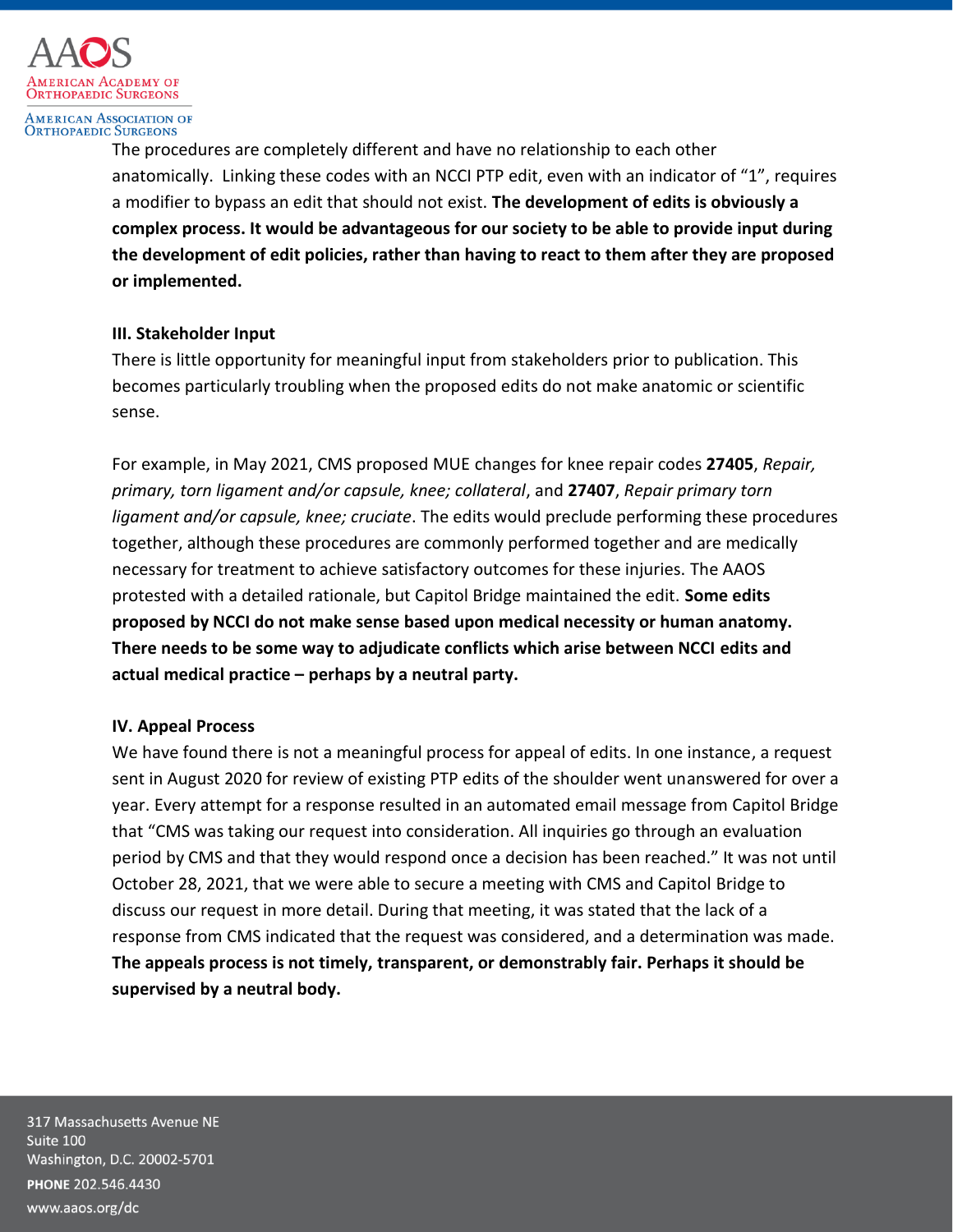The procedures are completely different and have no relationship to each other anatomically. Linking these codes with an NCCI PTP edit, even with an indicator of "1", requires a modifier to bypass an edit that should not exist. **The development of edits is obviously a complex process. It would be advantageous for our society to be able to provide input during the development of edit policies, rather than having to react to them after they are proposed or implemented.**

### III. Stakeholder Input

There is little opportunity for meaningful input from stakeholders prior to publication. This becomes particularly troubling when the proposed edits do not make anatomic or scientific sense.

For example, in May 2021, CMS proposed MUE changes for knee repair codes **27405**, *Repair, primary, torn ligament and/or capsule, knee; collateral*, and **27407**, *Repair primary torn ligament and/or capsule, knee; cruciate*. The edits would preclude performing these procedures together, although these procedures are commonly performed together and are medically necessary for treatment to achieve satisfactory outcomes for these injuries. The AAOS protested with a detailed rationale, but Capitol Bridge maintained the edit. **Some edits proposed by NCCI do not make sense based upon medical necessity or human anatomy. There needs to be some way to adjudicate conflicts which arise between NCCI edits and actual medical practice – perhaps by a neutral party.**

### IV. Appeal Process

We have found there is not a meaningful process for appeal of edits. In one instance, a request sent in August 2020 for review of existing PTP edits of the shoulder went unanswered for over a year. Every attempt for a response resulted in an automated email message from Capitol Bridge that "CMS was taking our request into consideration. All inquiries go through an evaluation period by CMS and that they would respond once a decision has been reached." It was not until October 28, 2021, that we were able to secure a meeting with CMS and Capitol Bridge to discuss our request in more detail. During that meeting, it was stated that the lack of a response from CMS indicated that the request was considered, and a determination was made. **The appeals process is not timely, transparent, or demonstrably fair. Perhaps it should be supervised by a neutral body.**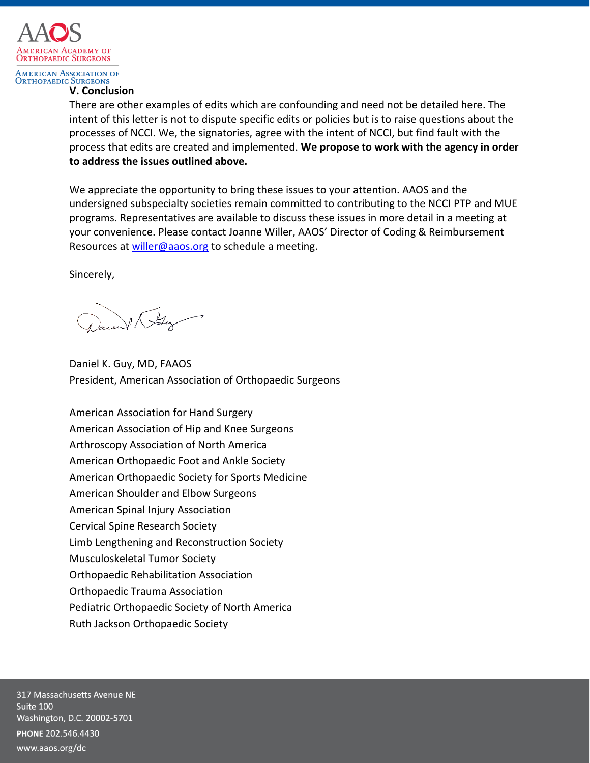## V. Conclusion

There are other examples of edits which are confounding and need not be detailed here. The intent of this letter is not to dispute specific edits or policies but is to raise questions about the processes of NCCI. We, the signatories, agree with the intent of NCCI, but find fault with the process that edits are created and implemented. **We propose to work with the agency in order to address the issues outlined above.**

We appreciate the opportunity to bring these issues to your attention. AAOS and the undersigned subspecialty societies remain committed to contributing to the NCCI PTP and MUE programs. Representatives are available to discuss these issues in more detail in a meeting at your convenience. Please contact Joanne Willer, AAOS' Director of Coding & Reimbursement Resources at willer@aaos.org to schedule a meeting.

Sincerely,

Daniel K. Guy, MD, FAAOS
President, American Association of Orthopaedic Surgeons

American Association for Hand Surgery
American Association of Hip and Knee Surgeons
Arthroscopy Association of North America
American Orthopaedic Foot and Ankle Society
American Orthopaedic Society for Sports Medicine
American Shoulder and Elbow Surgeons
American Spinal Injury Association
Cervical Spine Research Society
Limb Lengthening and Reconstruction Society
Musculoskeletal Tumor Society
Orthopaedic Rehabilitation Association
Orthopaedic Trauma Association
Pediatric Orthopaedic Society of North America
Ruth Jackson Orthopaedic Society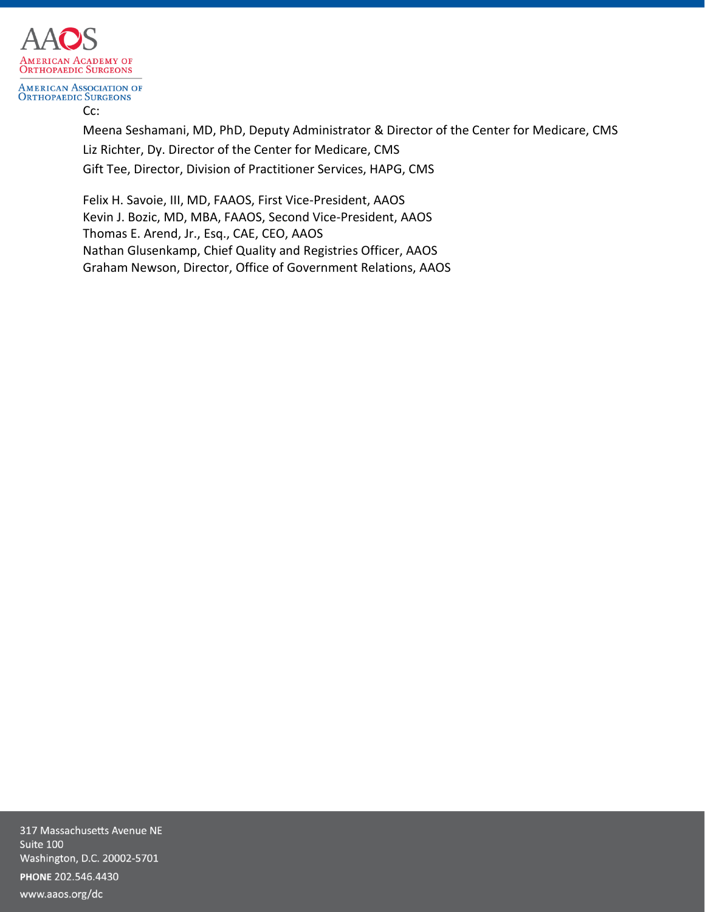Cc:

Meena Seshamani, MD, PhD, Deputy Administrator & Director of the Center for Medicare, CMS
Liz Richter, Dy. Director of the Center for Medicare, CMS
Gift Tee, Director, Division of Practitioner Services, HAPG, CMS

Felix H. Savoie, III, MD, FAAOS, First Vice-President, AAOS
Kevin J. Bozic, MD, MBA, FAAOS, Second Vice-President, AAOS
Thomas E. Arend, Jr., Esq., CAE, CEO, AAOS
Nathan Glusenkamp, Chief Quality and Registries Officer, AAOS
Graham Newson, Director, Office of Government Relations, AAOS